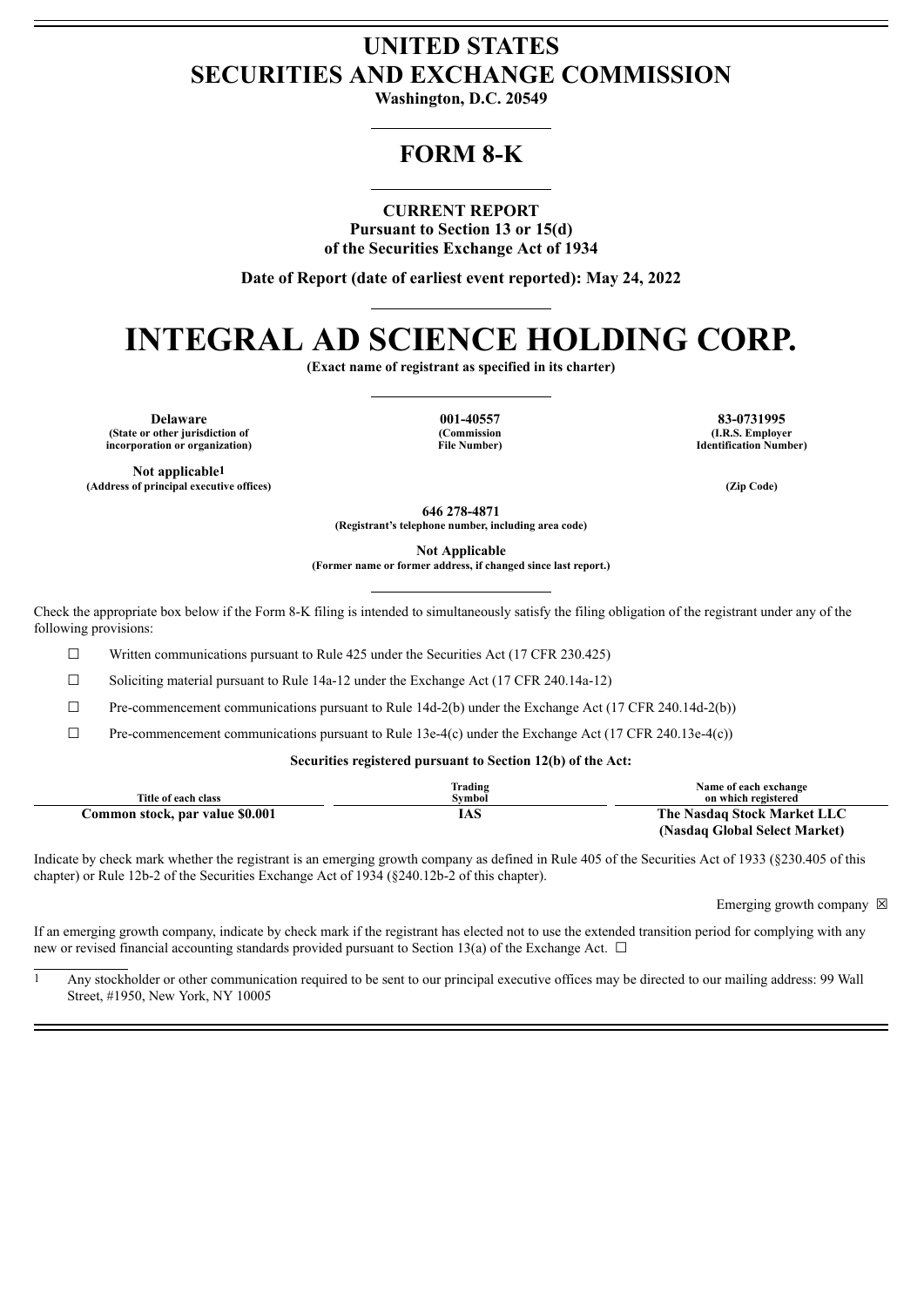# UNITED STATES
# SECURITIES AND EXCHANGE COMMISSION

**Washington, D.C. 20549**

---

## FORM 8-K

---

**CURRENT REPORT**
**Pursuant to Section 13 or 15(d)**
**of the Securities Exchange Act of 1934**

**Date of Report (date of earliest event reported): May 24, 2022**

---

# INTEGRAL AD SCIENCE HOLDING CORP.

**(Exact name of registrant as specified in its charter)**

---

| **Delaware** | **001-40557** | **83-0731995** |
|---|---|---|
| **(State or other jurisdiction of incorporation or organization)** | **(Commission File Number)** | **(I.R.S. Employer Identification Number)** |

**Not applicable**[1]
**(Address of principal executive offices)** **(Zip Code)**

**646 278-4871**
**(Registrant's telephone number, including area code)**

**Not Applicable**
**(Former name or former address, if changed since last report.)**

---

Check the appropriate box below if the Form 8-K filing is intended to simultaneously satisfy the filing obligation of the registrant under any of the following provisions:

☐ Written communications pursuant to Rule 425 under the Securities Act (17 CFR 230.425)

☐ Soliciting material pursuant to Rule 14a-12 under the Exchange Act (17 CFR 240.14a-12)

☐ Pre-commencement communications pursuant to Rule 14d-2(b) under the Exchange Act (17 CFR 240.14d-2(b))

☐ Pre-commencement communications pursuant to Rule 13e-4(c) under the Exchange Act (17 CFR 240.13e-4(c))

**Securities registered pursuant to Section 12(b) of the Act:**

| Title of each class | Trading Symbol | Name of each exchange on which registered |
|---|---|---|
| **Common stock, par value $0.001** | **IAS** | **The Nasdaq Stock Market LLC (Nasdaq Global Select Market)** |

Indicate by check mark whether the registrant is an emerging growth company as defined in Rule 405 of the Securities Act of 1933 (§230.405 of this chapter) or Rule 12b-2 of the Securities Exchange Act of 1934 (§240.12b-2 of this chapter).

Emerging growth company ☒

If an emerging growth company, indicate by check mark if the registrant has elected not to use the extended transition period for complying with any new or revised financial accounting standards provided pursuant to Section 13(a) of the Exchange Act. ☐

---

[1] Any stockholder or other communication required to be sent to our principal executive offices may be directed to our mailing address: 99 Wall Street, #1950, New York, NY 10005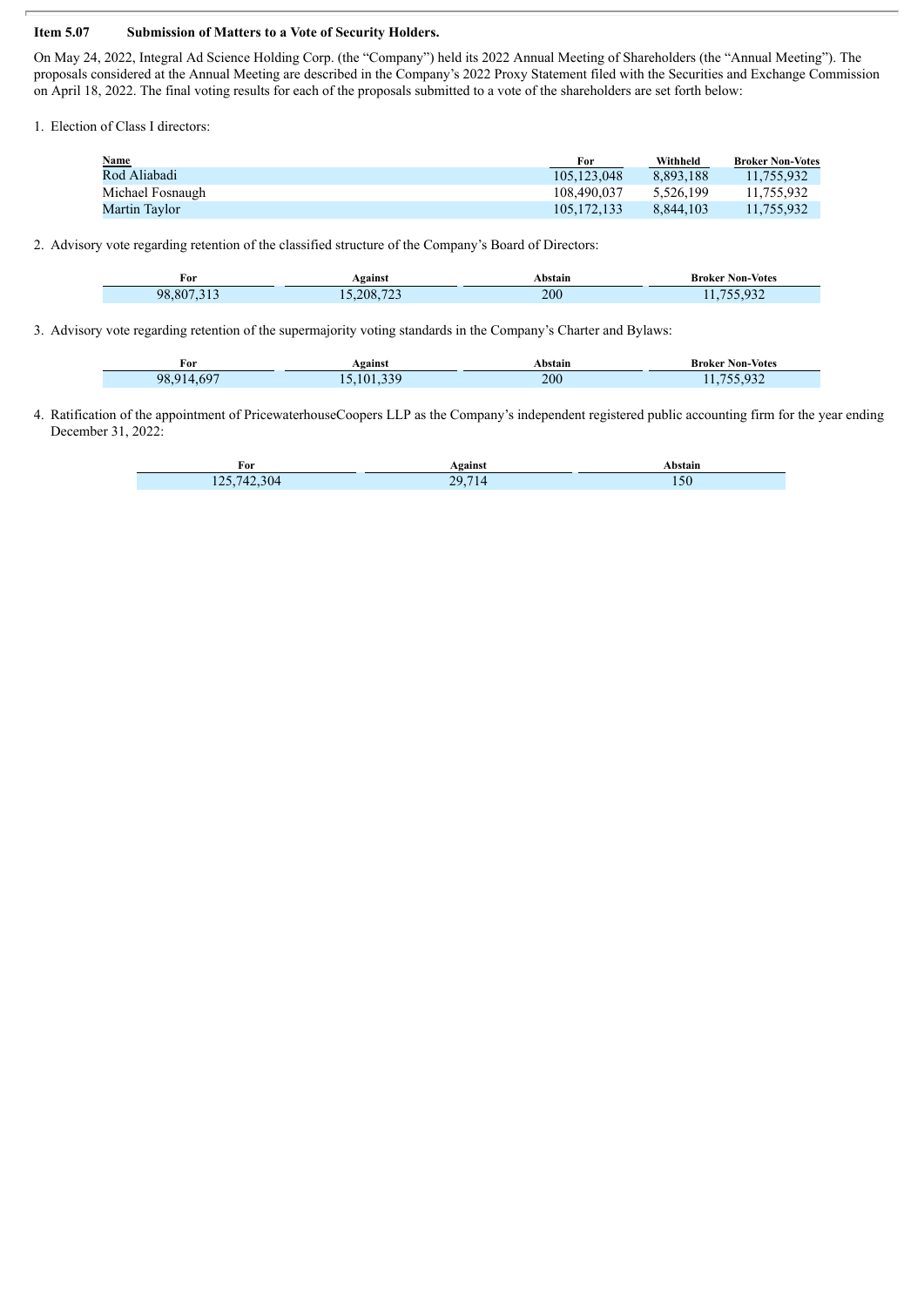**Item 5.07 Submission of Matters to a Vote of Security Holders.**

On May 24, 2022, Integral Ad Science Holding Corp. (the "Company") held its 2022 Annual Meeting of Shareholders (the "Annual Meeting"). The proposals considered at the Annual Meeting are described in the Company's 2022 Proxy Statement filed with the Securities and Exchange Commission on April 18, 2022. The final voting results for each of the proposals submitted to a vote of the shareholders are set forth below:

1. Election of Class I directors:

| Name | For | Withheld | Broker Non-Votes |
|---|---|---|---|
| Rod Aliabadi | 105,123,048 | 8,893,188 | 11,755,932 |
| Michael Fosnaugh | 108,490,037 | 5,526,199 | 11,755,932 |
| Martin Taylor | 105,172,133 | 8,844,103 | 11,755,932 |

2. Advisory vote regarding retention of the classified structure of the Company's Board of Directors:

| For | Against | Abstain | Broker Non-Votes |
|---|---|---|---|
| 98,807,313 | 15,208,723 | 200 | 11,755,932 |

3. Advisory vote regarding retention of the supermajority voting standards in the Company's Charter and Bylaws:

| For | Against | Abstain | Broker Non-Votes |
|---|---|---|---|
| 98,914,697 | 15,101,339 | 200 | 11,755,932 |

4. Ratification of the appointment of PricewaterhouseCoopers LLP as the Company's independent registered public accounting firm for the year ending December 31, 2022:

| For | Against | Abstain |
|---|---|---|
| 125,742,304 | 29,714 | 150 |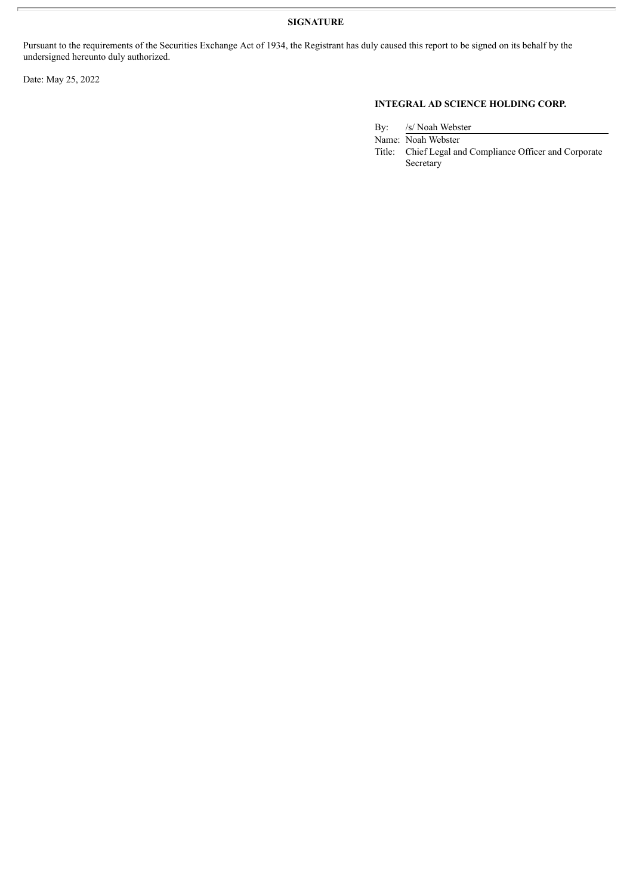## SIGNATURE

Pursuant to the requirements of the Securities Exchange Act of 1934, the Registrant has duly caused this report to be signed on its behalf by the undersigned hereunto duly authorized.

Date: May 25, 2022

**INTEGRAL AD SCIENCE HOLDING CORP.**

By: /s/ Noah Webster

Name: Noah Webster

Title: Chief Legal and Compliance Officer and Corporate Secretary